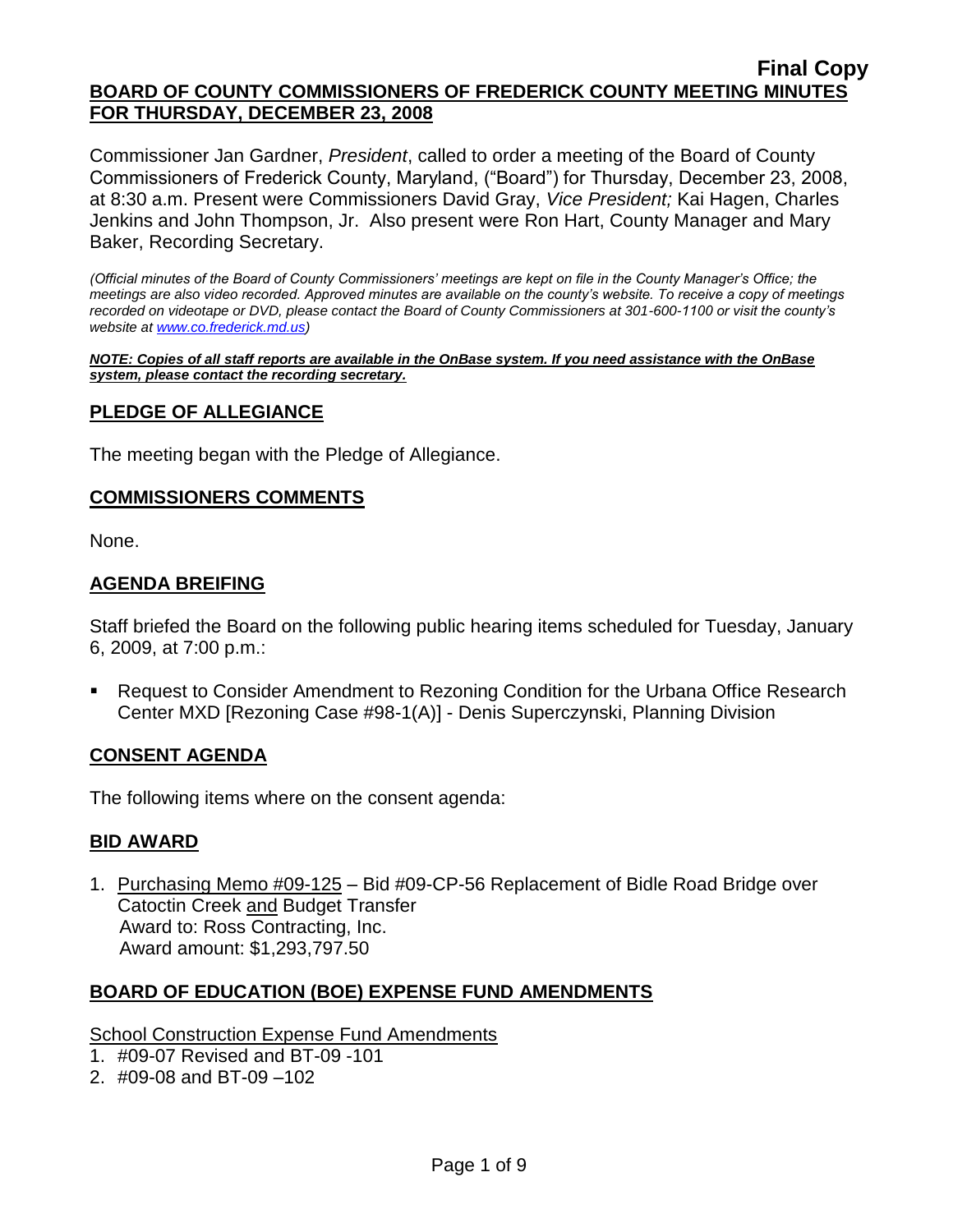**Final Copy**

# BOARD OF COUNTY COMMISSIONERS OF FREDERICK COUNTY MEETING MINUTES FOR THURSDAY, DECEMBER 23, 2008

Commissioner Jan Gardner, *President*, called to order a meeting of the Board of County Commissioners of Frederick County, Maryland, ("Board") for Thursday, December 23, 2008, at 8:30 a.m. Present were Commissioners David Gray, *Vice President;* Kai Hagen, Charles Jenkins and John Thompson, Jr. Also present were Ron Hart, County Manager and Mary Baker, Recording Secretary.

*(Official minutes of the Board of County Commissioners' meetings are kept on file in the County Manager's Office; the meetings are also video recorded. Approved minutes are available on the county's website. To receive a copy of meetings recorded on videotape or DVD, please contact the Board of County Commissioners at 301-600-1100 or visit the county's website at www.co.frederick.md.us)*

***NOTE: Copies of all staff reports are available in the OnBase system. If you need assistance with the OnBase system, please contact the recording secretary.***

## PLEDGE OF ALLEGIANCE

The meeting began with the Pledge of Allegiance.

## COMMISSIONERS COMMENTS

None.

## AGENDA BREIFING

Staff briefed the Board on the following public hearing items scheduled for Tuesday, January 6, 2009, at 7:00 p.m.:

- Request to Consider Amendment to Rezoning Condition for the Urbana Office Research Center MXD [Rezoning Case #98-1(A)] - Denis Superczynski, Planning Division

## CONSENT AGENDA

The following items where on the consent agenda:

## BID AWARD

1. Purchasing Memo #09-125 – Bid #09-CP-56 Replacement of Bidle Road Bridge over Catoctin Creek and Budget Transfer
   Award to: Ross Contracting, Inc.
   Award amount: $1,293,797.50

## BOARD OF EDUCATION (BOE) EXPENSE FUND AMENDMENTS

School Construction Expense Fund Amendments

1. #09-07 Revised and BT-09 -101
2. #09-08 and BT-09 –102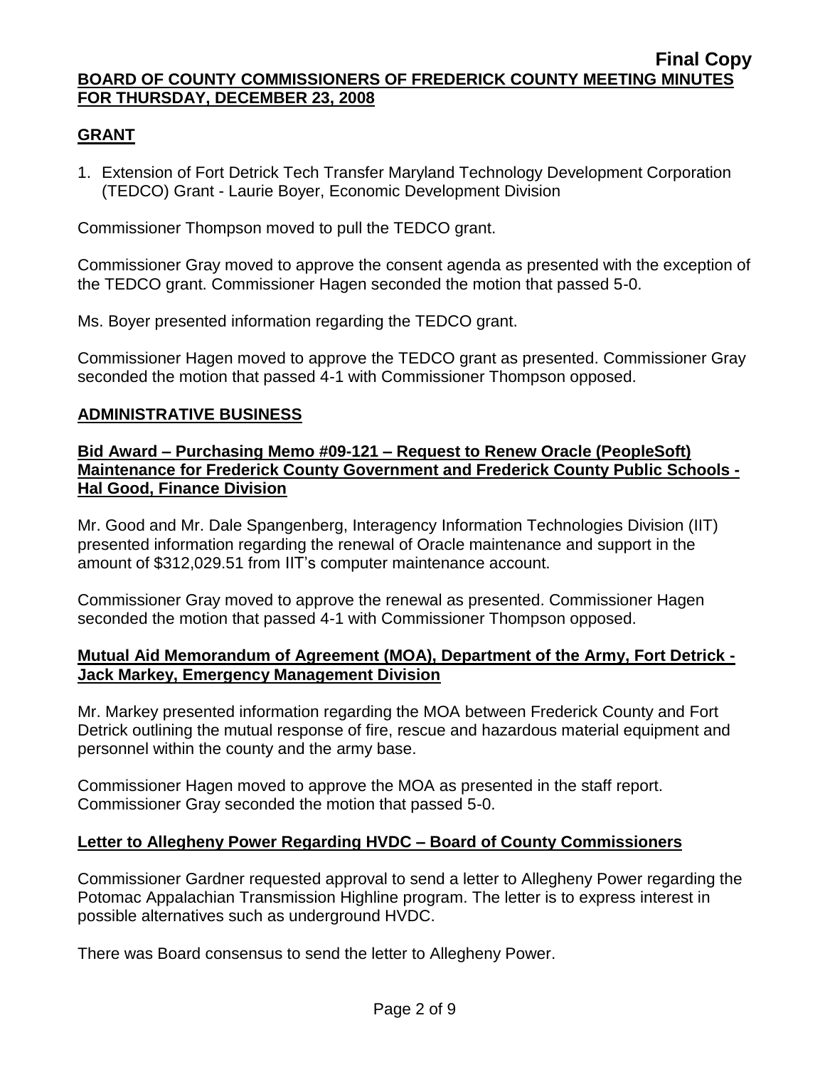**Final Copy**

**BOARD OF COUNTY COMMISSIONERS OF FREDERICK COUNTY MEETING MINUTES FOR THURSDAY, DECEMBER 23, 2008**

## GRANT

1. Extension of Fort Detrick Tech Transfer Maryland Technology Development Corporation (TEDCO) Grant - Laurie Boyer, Economic Development Division

Commissioner Thompson moved to pull the TEDCO grant.

Commissioner Gray moved to approve the consent agenda as presented with the exception of the TEDCO grant. Commissioner Hagen seconded the motion that passed 5-0.

Ms. Boyer presented information regarding the TEDCO grant.

Commissioner Hagen moved to approve the TEDCO grant as presented. Commissioner Gray seconded the motion that passed 4-1 with Commissioner Thompson opposed.

## ADMINISTRATIVE BUSINESS

### Bid Award – Purchasing Memo #09-121 – Request to Renew Oracle (PeopleSoft) Maintenance for Frederick County Government and Frederick County Public Schools - Hal Good, Finance Division

Mr. Good and Mr. Dale Spangenberg, Interagency Information Technologies Division (IIT) presented information regarding the renewal of Oracle maintenance and support in the amount of $312,029.51 from IIT's computer maintenance account.

Commissioner Gray moved to approve the renewal as presented. Commissioner Hagen seconded the motion that passed 4-1 with Commissioner Thompson opposed.

### Mutual Aid Memorandum of Agreement (MOA), Department of the Army, Fort Detrick - Jack Markey, Emergency Management Division

Mr. Markey presented information regarding the MOA between Frederick County and Fort Detrick outlining the mutual response of fire, rescue and hazardous material equipment and personnel within the county and the army base.

Commissioner Hagen moved to approve the MOA as presented in the staff report. Commissioner Gray seconded the motion that passed 5-0.

### Letter to Allegheny Power Regarding HVDC – Board of County Commissioners

Commissioner Gardner requested approval to send a letter to Allegheny Power regarding the Potomac Appalachian Transmission Highline program. The letter is to express interest in possible alternatives such as underground HVDC.

There was Board consensus to send the letter to Allegheny Power.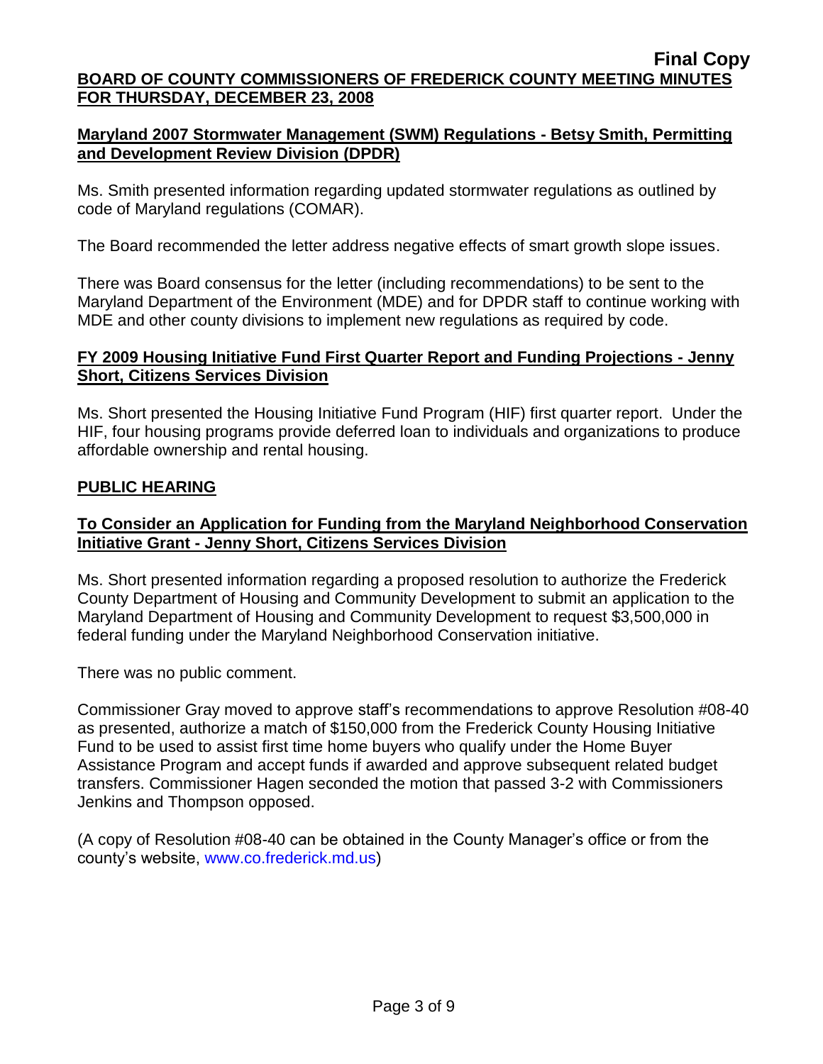**Final Copy**

**BOARD OF COUNTY COMMISSIONERS OF FREDERICK COUNTY MEETING MINUTES FOR THURSDAY, DECEMBER 23, 2008**

**Maryland 2007 Stormwater Management (SWM) Regulations - Betsy Smith, Permitting and Development Review Division (DPDR)**

Ms. Smith presented information regarding updated stormwater regulations as outlined by code of Maryland regulations (COMAR).

The Board recommended the letter address negative effects of smart growth slope issues.

There was Board consensus for the letter (including recommendations) to be sent to the Maryland Department of the Environment (MDE) and for DPDR staff to continue working with MDE and other county divisions to implement new regulations as required by code.

**FY 2009 Housing Initiative Fund First Quarter Report and Funding Projections - Jenny Short, Citizens Services Division**

Ms. Short presented the Housing Initiative Fund Program (HIF) first quarter report. Under the HIF, four housing programs provide deferred loan to individuals and organizations to produce affordable ownership and rental housing.

**PUBLIC HEARING**

**To Consider an Application for Funding from the Maryland Neighborhood Conservation Initiative Grant - Jenny Short, Citizens Services Division**

Ms. Short presented information regarding a proposed resolution to authorize the Frederick County Department of Housing and Community Development to submit an application to the Maryland Department of Housing and Community Development to request $3,500,000 in federal funding under the Maryland Neighborhood Conservation initiative.

There was no public comment.

Commissioner Gray moved to approve staff's recommendations to approve Resolution #08-40 as presented, authorize a match of $150,000 from the Frederick County Housing Initiative Fund to be used to assist first time home buyers who qualify under the Home Buyer Assistance Program and accept funds if awarded and approve subsequent related budget transfers. Commissioner Hagen seconded the motion that passed 3-2 with Commissioners Jenkins and Thompson opposed.

(A copy of Resolution #08-40 can be obtained in the County Manager's office or from the county's website, www.co.frederick.md.us)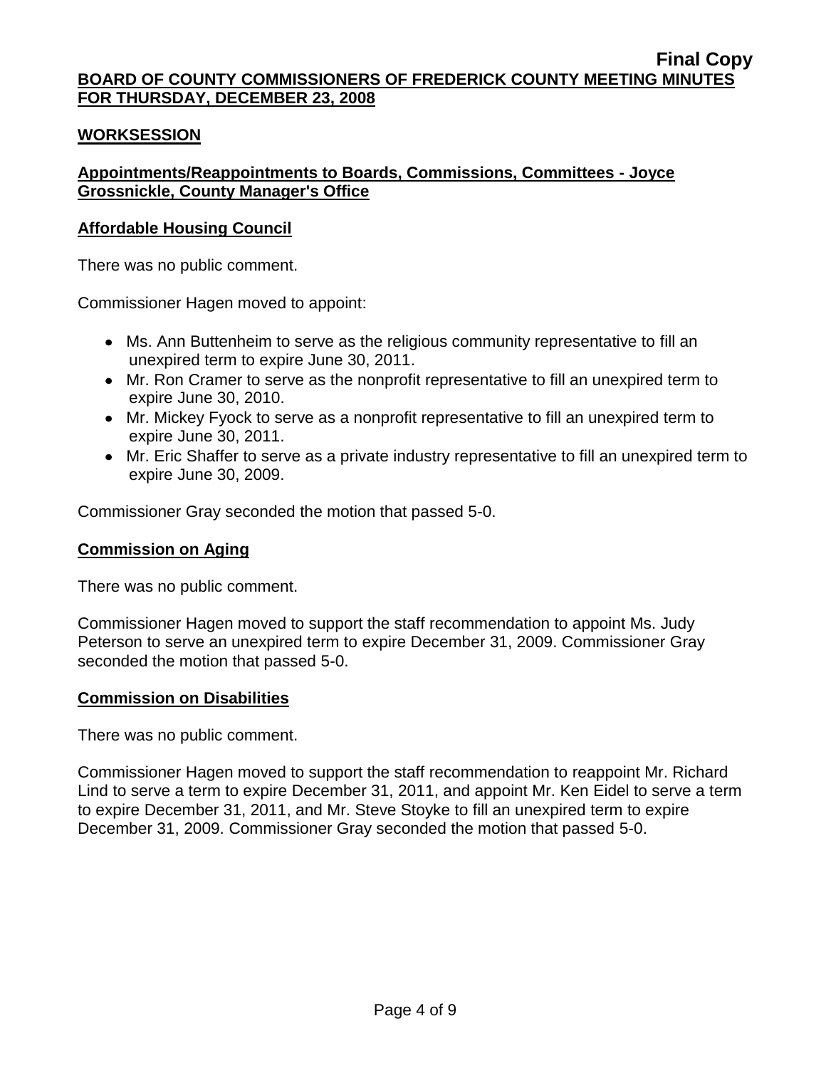**Final Copy**

**BOARD OF COUNTY COMMISSIONERS OF FREDERICK COUNTY MEETING MINUTES FOR THURSDAY, DECEMBER 23, 2008**

## WORKSESSION

### Appointments/Reappointments to Boards, Commissions, Committees - Joyce Grossnickle, County Manager's Office

### Affordable Housing Council

There was no public comment.

Commissioner Hagen moved to appoint:

- Ms. Ann Buttenheim to serve as the religious community representative to fill an unexpired term to expire June 30, 2011.
- Mr. Ron Cramer to serve as the nonprofit representative to fill an unexpired term to expire June 30, 2010.
- Mr. Mickey Fyock to serve as a nonprofit representative to fill an unexpired term to expire June 30, 2011.
- Mr. Eric Shaffer to serve as a private industry representative to fill an unexpired term to expire June 30, 2009.

Commissioner Gray seconded the motion that passed 5-0.

### Commission on Aging

There was no public comment.

Commissioner Hagen moved to support the staff recommendation to appoint Ms. Judy Peterson to serve an unexpired term to expire December 31, 2009. Commissioner Gray seconded the motion that passed 5-0.

### Commission on Disabilities

There was no public comment.

Commissioner Hagen moved to support the staff recommendation to reappoint Mr. Richard Lind to serve a term to expire December 31, 2011, and appoint Mr. Ken Eidel to serve a term to expire December 31, 2011, and Mr. Steve Stoyke to fill an unexpired term to expire December 31, 2009. Commissioner Gray seconded the motion that passed 5-0.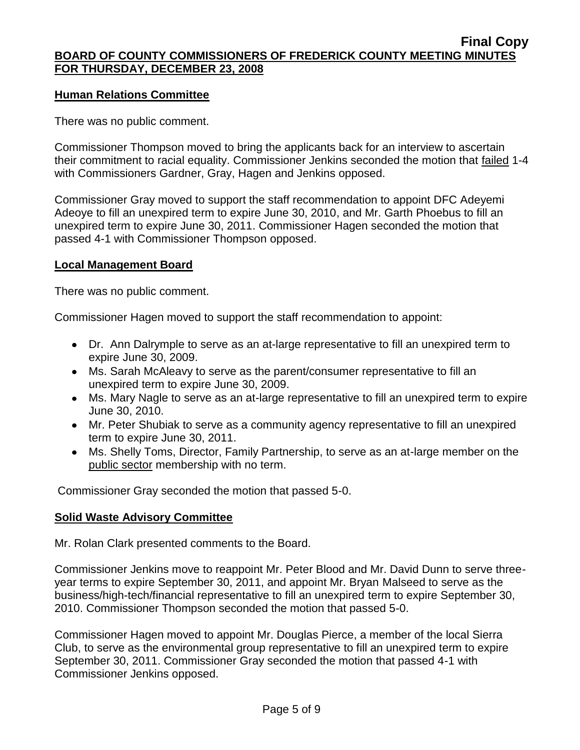## Human Relations Committee

There was no public comment.

Commissioner Thompson moved to bring the applicants back for an interview to ascertain their commitment to racial equality. Commissioner Jenkins seconded the motion that failed 1-4 with Commissioners Gardner, Gray, Hagen and Jenkins opposed.

Commissioner Gray moved to support the staff recommendation to appoint DFC Adeyemi Adeoye to fill an unexpired term to expire June 30, 2010, and Mr. Garth Phoebus to fill an unexpired term to expire June 30, 2011. Commissioner Hagen seconded the motion that passed 4-1 with Commissioner Thompson opposed.

## Local Management Board

There was no public comment.

Commissioner Hagen moved to support the staff recommendation to appoint:

- Dr. Ann Dalrymple to serve as an at-large representative to fill an unexpired term to expire June 30, 2009.
- Ms. Sarah McAleavy to serve as the parent/consumer representative to fill an unexpired term to expire June 30, 2009.
- Ms. Mary Nagle to serve as an at-large representative to fill an unexpired term to expire June 30, 2010.
- Mr. Peter Shubiak to serve as a community agency representative to fill an unexpired term to expire June 30, 2011.
- Ms. Shelly Toms, Director, Family Partnership, to serve as an at-large member on the public sector membership with no term.

Commissioner Gray seconded the motion that passed 5-0.

## Solid Waste Advisory Committee

Mr. Rolan Clark presented comments to the Board.

Commissioner Jenkins move to reappoint Mr. Peter Blood and Mr. David Dunn to serve three-year terms to expire September 30, 2011, and appoint Mr. Bryan Malseed to serve as the business/high-tech/financial representative to fill an unexpired term to expire September 30, 2010. Commissioner Thompson seconded the motion that passed 5-0.

Commissioner Hagen moved to appoint Mr. Douglas Pierce, a member of the local Sierra Club, to serve as the environmental group representative to fill an unexpired term to expire September 30, 2011. Commissioner Gray seconded the motion that passed 4-1 with Commissioner Jenkins opposed.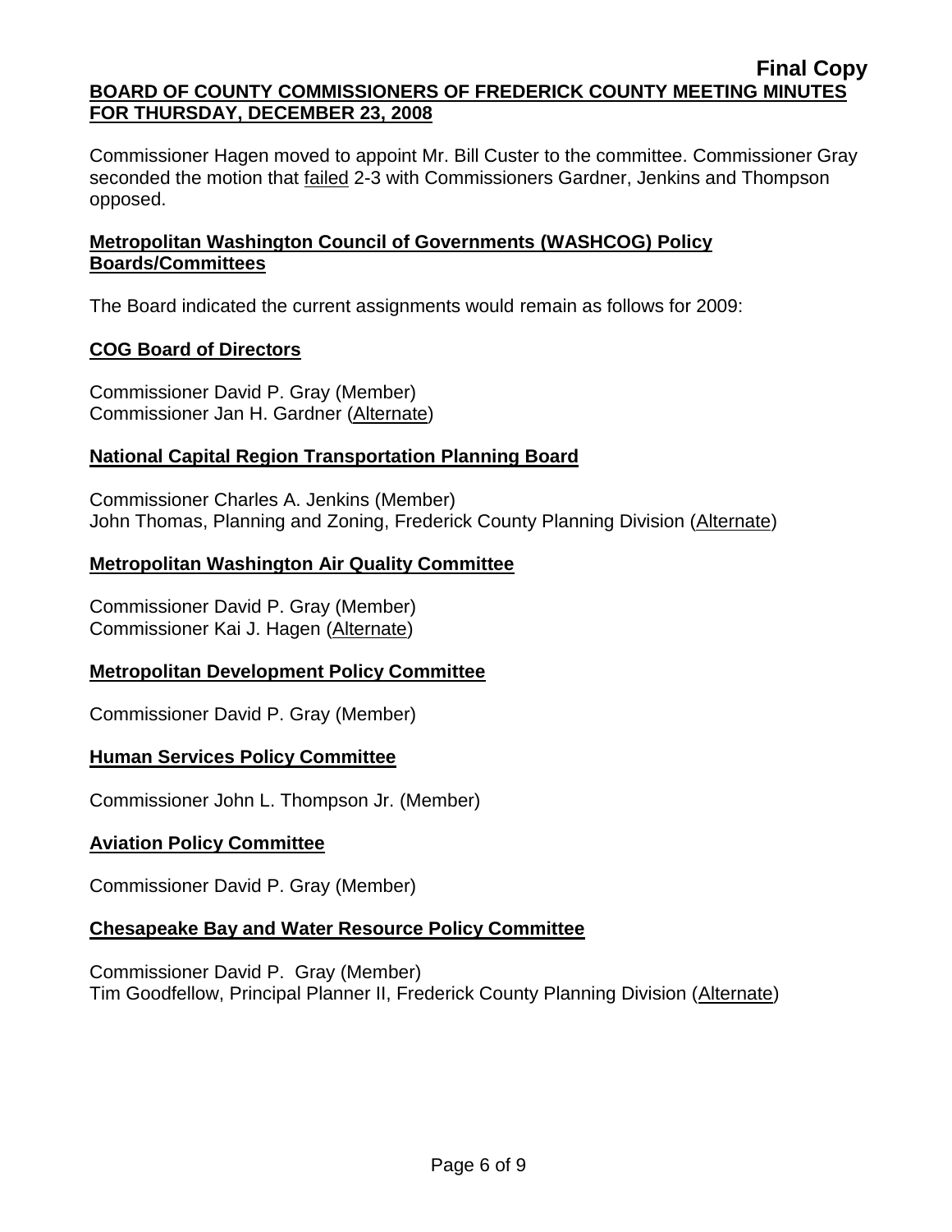Commissioner Hagen moved to appoint Mr. Bill Custer to the committee. Commissioner Gray seconded the motion that failed 2-3 with Commissioners Gardner, Jenkins and Thompson opposed.

## Metropolitan Washington Council of Governments (WASHCOG) Policy Boards/Committees

The Board indicated the current assignments would remain as follows for 2009:

### COG Board of Directors

Commissioner David P. Gray (Member)
Commissioner Jan H. Gardner (Alternate)

### National Capital Region Transportation Planning Board

Commissioner Charles A. Jenkins (Member)
John Thomas, Planning and Zoning, Frederick County Planning Division (Alternate)

### Metropolitan Washington Air Quality Committee

Commissioner David P. Gray (Member)
Commissioner Kai J. Hagen (Alternate)

### Metropolitan Development Policy Committee

Commissioner David P. Gray (Member)

### Human Services Policy Committee

Commissioner John L. Thompson Jr. (Member)

### Aviation Policy Committee

Commissioner David P. Gray (Member)

### Chesapeake Bay and Water Resource Policy Committee

Commissioner David P. Gray (Member)
Tim Goodfellow, Principal Planner II, Frederick County Planning Division (Alternate)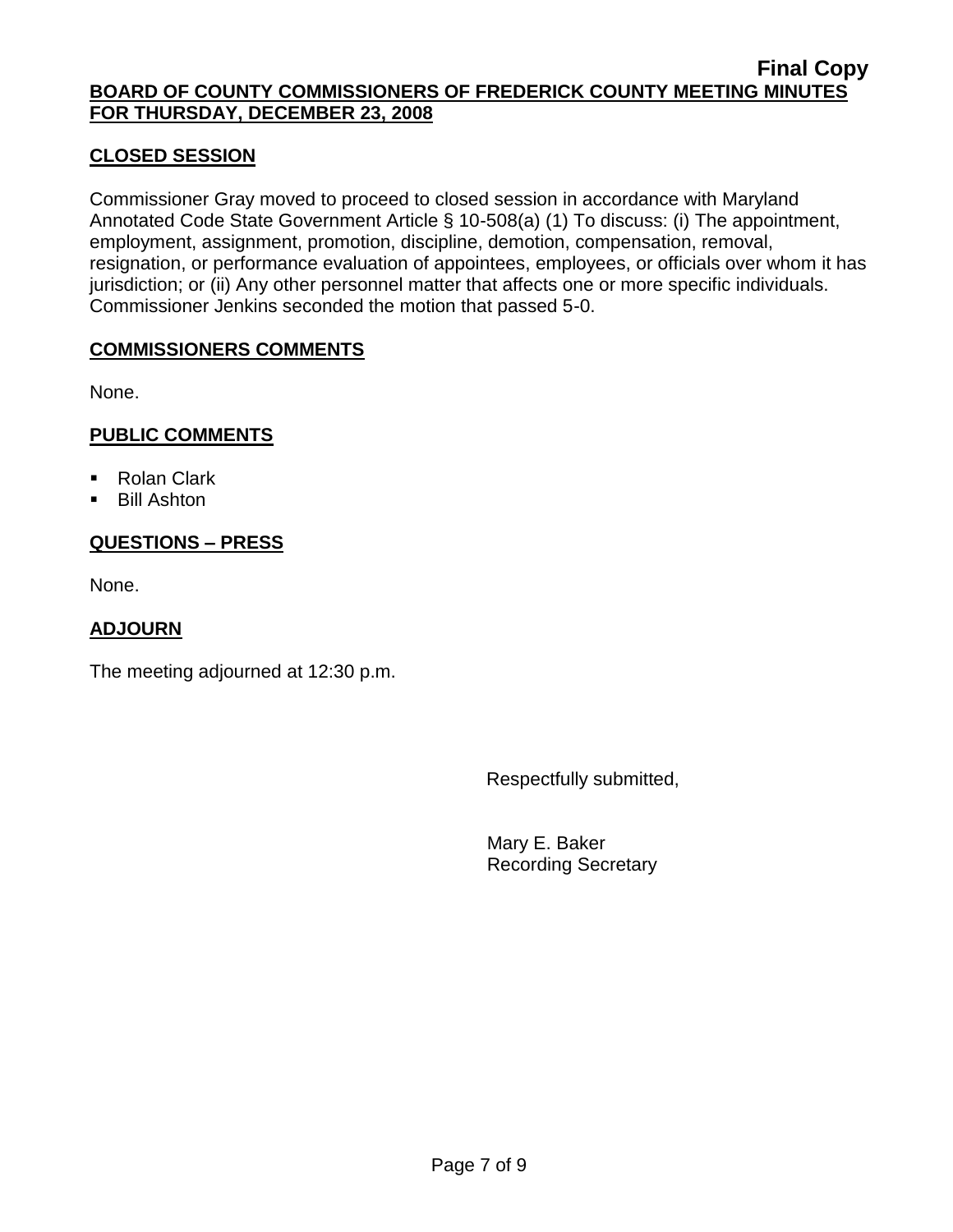**Final Copy**

**BOARD OF COUNTY COMMISSIONERS OF FREDERICK COUNTY MEETING MINUTES FOR THURSDAY, DECEMBER 23, 2008**

## CLOSED SESSION

Commissioner Gray moved to proceed to closed session in accordance with Maryland Annotated Code State Government Article § 10-508(a) (1) To discuss: (i) The appointment, employment, assignment, promotion, discipline, demotion, compensation, removal, resignation, or performance evaluation of appointees, employees, or officials over whom it has jurisdiction; or (ii) Any other personnel matter that affects one or more specific individuals. Commissioner Jenkins seconded the motion that passed 5-0.

## COMMISSIONERS COMMENTS

None.

## PUBLIC COMMENTS

- Rolan Clark
- Bill Ashton

## QUESTIONS – PRESS

None.

## ADJOURN

The meeting adjourned at 12:30 p.m.

Respectfully submitted,

Mary E. Baker
Recording Secretary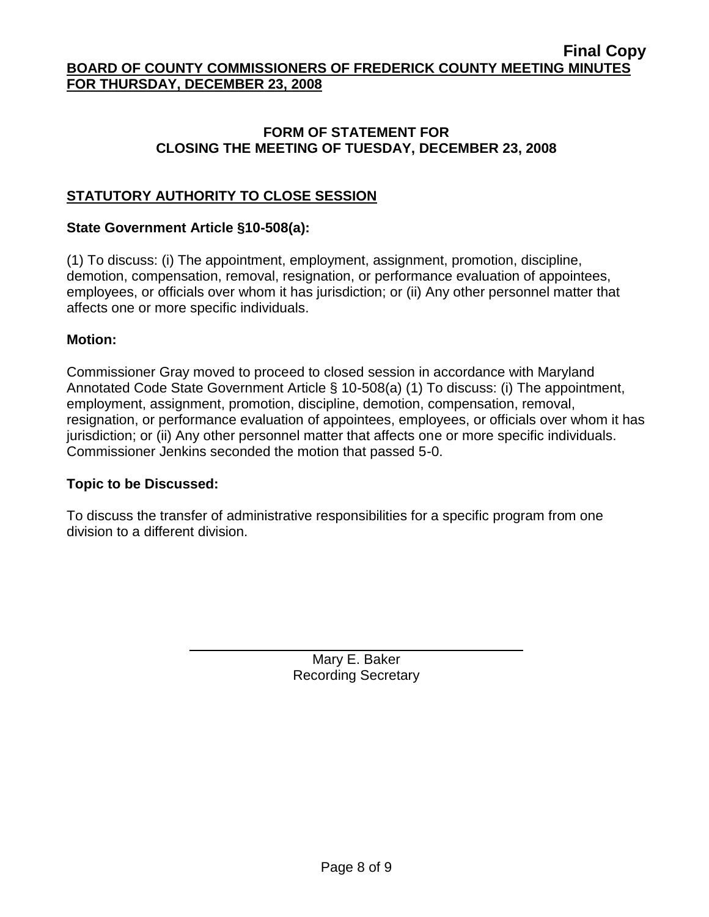**Final Copy**

**BOARD OF COUNTY COMMISSIONERS OF FREDERICK COUNTY MEETING MINUTES FOR THURSDAY, DECEMBER 23, 2008**

## FORM OF STATEMENT FOR CLOSING THE MEETING OF TUESDAY, DECEMBER 23, 2008

### STATUTORY AUTHORITY TO CLOSE SESSION

**State Government Article §10-508(a):**

(1) To discuss: (i) The appointment, employment, assignment, promotion, discipline, demotion, compensation, removal, resignation, or performance evaluation of appointees, employees, or officials over whom it has jurisdiction; or (ii) Any other personnel matter that affects one or more specific individuals.

**Motion:**

Commissioner Gray moved to proceed to closed session in accordance with Maryland Annotated Code State Government Article § 10-508(a) (1) To discuss: (i) The appointment, employment, assignment, promotion, discipline, demotion, compensation, removal, resignation, or performance evaluation of appointees, employees, or officials over whom it has jurisdiction; or (ii) Any other personnel matter that affects one or more specific individuals. Commissioner Jenkins seconded the motion that passed 5-0.

**Topic to be Discussed:**

To discuss the transfer of administrative responsibilities for a specific program from one division to a different division.

Mary E. Baker
Recording Secretary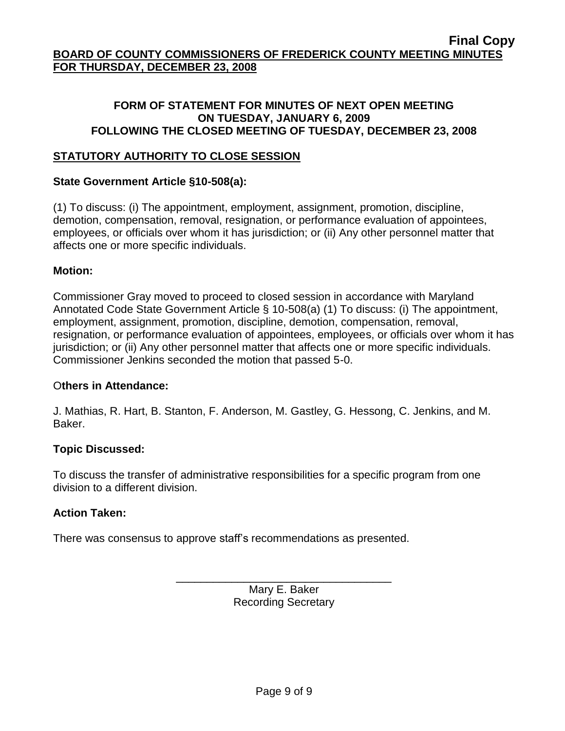**Final Copy**

**BOARD OF COUNTY COMMISSIONERS OF FREDERICK COUNTY MEETING MINUTES FOR THURSDAY, DECEMBER 23, 2008**

**FORM OF STATEMENT FOR MINUTES OF NEXT OPEN MEETING ON TUESDAY, JANUARY 6, 2009 FOLLOWING THE CLOSED MEETING OF TUESDAY, DECEMBER 23, 2008**

**STATUTORY AUTHORITY TO CLOSE SESSION**

**State Government Article §10-508(a):**

(1) To discuss: (i) The appointment, employment, assignment, promotion, discipline, demotion, compensation, removal, resignation, or performance evaluation of appointees, employees, or officials over whom it has jurisdiction; or (ii) Any other personnel matter that affects one or more specific individuals.

**Motion:**

Commissioner Gray moved to proceed to closed session in accordance with Maryland Annotated Code State Government Article § 10-508(a) (1) To discuss: (i) The appointment, employment, assignment, promotion, discipline, demotion, compensation, removal, resignation, or performance evaluation of appointees, employees, or officials over whom it has jurisdiction; or (ii) Any other personnel matter that affects one or more specific individuals. Commissioner Jenkins seconded the motion that passed 5-0.

**Others in Attendance:**

J. Mathias, R. Hart, B. Stanton, F. Anderson, M. Gastley, G. Hessong, C. Jenkins, and M. Baker.

**Topic Discussed:**

To discuss the transfer of administrative responsibilities for a specific program from one division to a different division.

**Action Taken:**

There was consensus to approve staff's recommendations as presented.

\_\_\_\_\_\_\_\_\_\_\_\_\_\_\_\_\_\_\_\_\_\_\_\_\_\_\_\_\_\_\_\_\_\_

Mary E. Baker
Recording Secretary